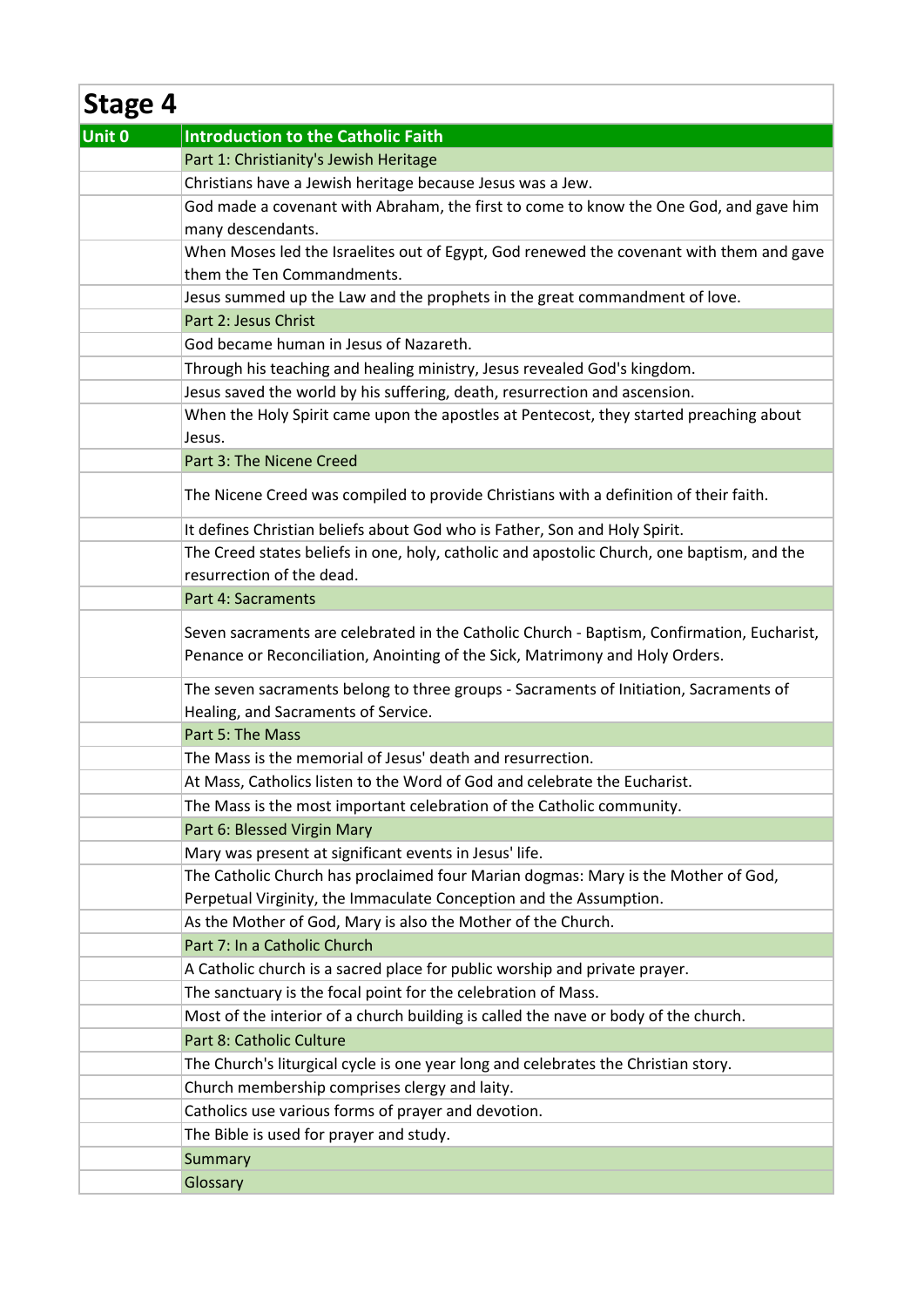# Stage 4

| Unit 0 | Introduction to the Catholic Faith |
|---|---|
| | Part 1: Christianity's Jewish Heritage |
| | Christians have a Jewish heritage because Jesus was a Jew. |
| | God made a covenant with Abraham, the first to come to know the One God, and gave him many descendants. |
| | When Moses led the Israelites out of Egypt, God renewed the covenant with them and gave them the Ten Commandments. |
| | Jesus summed up the Law and the prophets in the great commandment of love. |
| | Part 2: Jesus Christ |
| | God became human in Jesus of Nazareth. |
| | Through his teaching and healing ministry, Jesus revealed God's kingdom. |
| | Jesus saved the world by his suffering, death, resurrection and ascension. |
| | When the Holy Spirit came upon the apostles at Pentecost, they started preaching about Jesus. |
| | Part 3: The Nicene Creed |
| | The Nicene Creed was compiled to provide Christians with a definition of their faith. |
| | It defines Christian beliefs about God who is Father, Son and Holy Spirit. |
| | The Creed states beliefs in one, holy, catholic and apostolic Church, one baptism, and the resurrection of the dead. |
| | Part 4: Sacraments |
| | Seven sacraments are celebrated in the Catholic Church - Baptism, Confirmation, Eucharist, Penance or Reconciliation, Anointing of the Sick, Matrimony and Holy Orders. |
| | The seven sacraments belong to three groups - Sacraments of Initiation, Sacraments of Healing, and Sacraments of Service. |
| | Part 5: The Mass |
| | The Mass is the memorial of Jesus' death and resurrection. |
| | At Mass, Catholics listen to the Word of God and celebrate the Eucharist. |
| | The Mass is the most important celebration of the Catholic community. |
| | Part 6: Blessed Virgin Mary |
| | Mary was present at significant events in Jesus' life. |
| | The Catholic Church has proclaimed four Marian dogmas: Mary is the Mother of God, Perpetual Virginity, the Immaculate Conception and the Assumption. |
| | As the Mother of God, Mary is also the Mother of the Church. |
| | Part 7: In a Catholic Church |
| | A Catholic church is a sacred place for public worship and private prayer. |
| | The sanctuary is the focal point for the celebration of Mass. |
| | Most of the interior of a church building is called the nave or body of the church. |
| | Part 8: Catholic Culture |
| | The Church's liturgical cycle is one year long and celebrates the Christian story. |
| | Church membership comprises clergy and laity. |
| | Catholics use various forms of prayer and devotion. |
| | The Bible is used for prayer and study. |
| | Summary |
| | Glossary |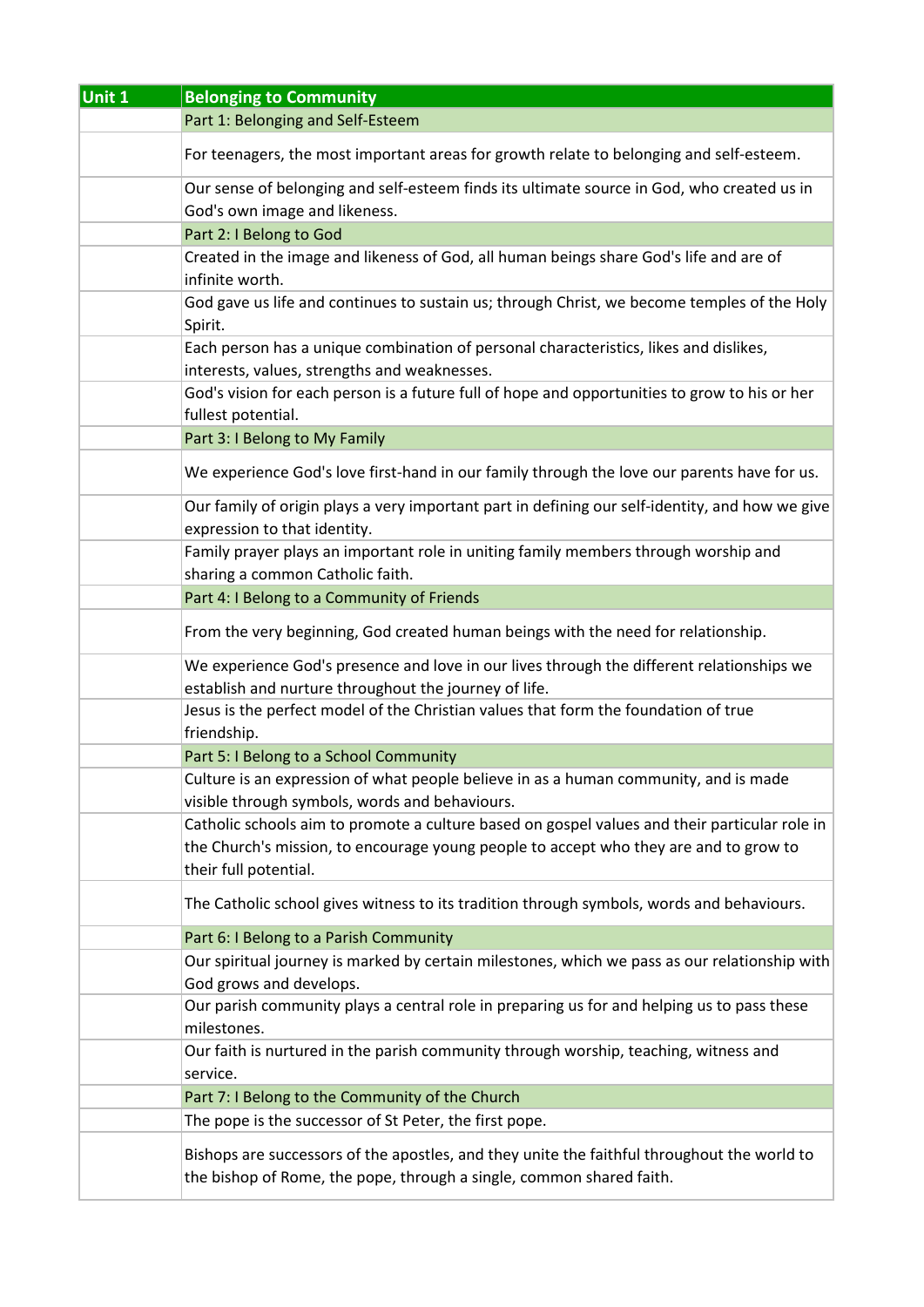| Unit 1 | Belonging to Community |
| --- | --- |
| | Part 1: Belonging and Self-Esteem |
| | For teenagers, the most important areas for growth relate to belonging and self-esteem. |
| | Our sense of belonging and self-esteem finds its ultimate source in God, who created us in God's own image and likeness. |
| | Part 2: I Belong to God |
| | Created in the image and likeness of God, all human beings share God's life and are of infinite worth. |
| | God gave us life and continues to sustain us; through Christ, we become temples of the Holy Spirit. |
| | Each person has a unique combination of personal characteristics, likes and dislikes, interests, values, strengths and weaknesses. |
| | God's vision for each person is a future full of hope and opportunities to grow to his or her fullest potential. |
| | Part 3: I Belong to My Family |
| | We experience God's love first-hand in our family through the love our parents have for us. |
| | Our family of origin plays a very important part in defining our self-identity, and how we give expression to that identity. |
| | Family prayer plays an important role in uniting family members through worship and sharing a common Catholic faith. |
| | Part 4: I Belong to a Community of Friends |
| | From the very beginning, God created human beings with the need for relationship. |
| | We experience God's presence and love in our lives through the different relationships we establish and nurture throughout the journey of life. |
| | Jesus is the perfect model of the Christian values that form the foundation of true friendship. |
| | Part 5: I Belong to a School Community |
| | Culture is an expression of what people believe in as a human community, and is made visible through symbols, words and behaviours. |
| | Catholic schools aim to promote a culture based on gospel values and their particular role in the Church's mission, to encourage young people to accept who they are and to grow to their full potential. |
| | The Catholic school gives witness to its tradition through symbols, words and behaviours. |
| | Part 6: I Belong to a Parish Community |
| | Our spiritual journey is marked by certain milestones, which we pass as our relationship with God grows and develops. |
| | Our parish community plays a central role in preparing us for and helping us to pass these milestones. |
| | Our faith is nurtured in the parish community through worship, teaching, witness and service. |
| | Part 7: I Belong to the Community of the Church |
| | The pope is the successor of St Peter, the first pope. |
| | Bishops are successors of the apostles, and they unite the faithful throughout the world to the bishop of Rome, the pope, through a single, common shared faith. |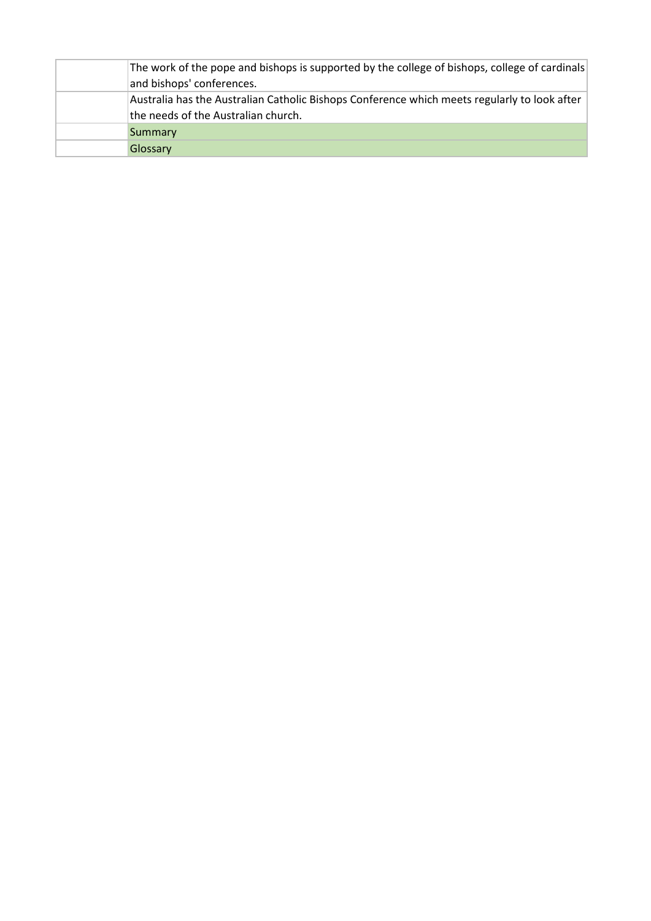| | |
|---|---|
| | The work of the pope and bishops is supported by the college of bishops, college of cardinals and bishops' conferences. |
| | Australia has the Australian Catholic Bishops Conference which meets regularly to look after the needs of the Australian church. |
| | Summary |
| | Glossary |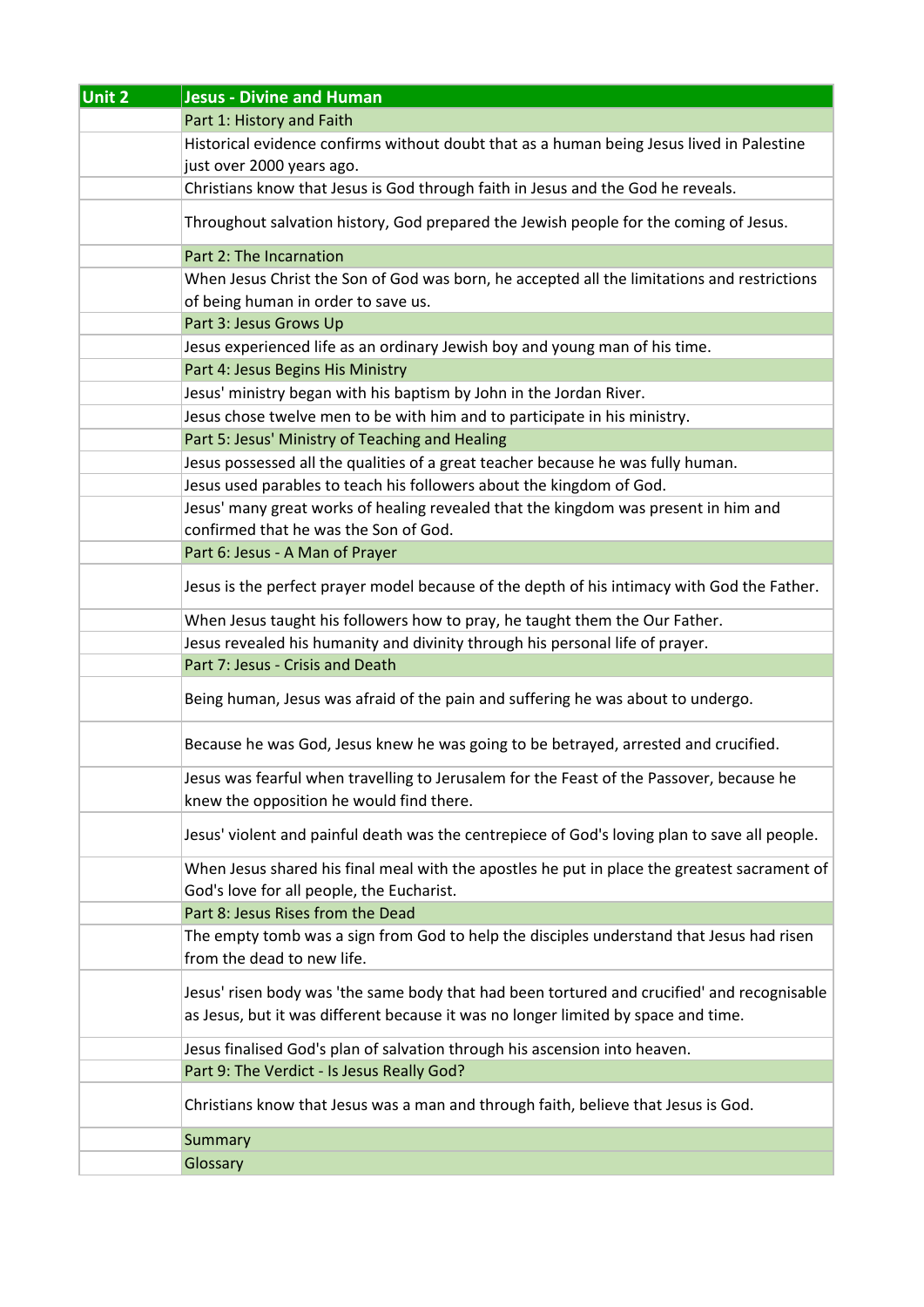| Unit 2 | Jesus - Divine and Human |
| --- | --- |
| | Part 1: History and Faith |
| | Historical evidence confirms without doubt that as a human being Jesus lived in Palestine just over 2000 years ago. |
| | Christians know that Jesus is God through faith in Jesus and the God he reveals. |
| | Throughout salvation history, God prepared the Jewish people for the coming of Jesus. |
| | Part 2: The Incarnation |
| | When Jesus Christ the Son of God was born, he accepted all the limitations and restrictions of being human in order to save us. |
| | Part 3: Jesus Grows Up |
| | Jesus experienced life as an ordinary Jewish boy and young man of his time. |
| | Part 4: Jesus Begins His Ministry |
| | Jesus' ministry began with his baptism by John in the Jordan River. |
| | Jesus chose twelve men to be with him and to participate in his ministry. |
| | Part 5: Jesus' Ministry of Teaching and Healing |
| | Jesus possessed all the qualities of a great teacher because he was fully human. |
| | Jesus used parables to teach his followers about the kingdom of God. |
| | Jesus' many great works of healing revealed that the kingdom was present in him and confirmed that he was the Son of God. |
| | Part 6: Jesus - A Man of Prayer |
| | Jesus is the perfect prayer model because of the depth of his intimacy with God the Father. |
| | When Jesus taught his followers how to pray, he taught them the Our Father. |
| | Jesus revealed his humanity and divinity through his personal life of prayer. |
| | Part 7: Jesus - Crisis and Death |
| | Being human, Jesus was afraid of the pain and suffering he was about to undergo. |
| | Because he was God, Jesus knew he was going to be betrayed, arrested and crucified. |
| | Jesus was fearful when travelling to Jerusalem for the Feast of the Passover, because he knew the opposition he would find there. |
| | Jesus' violent and painful death was the centrepiece of God's loving plan to save all people. |
| | When Jesus shared his final meal with the apostles he put in place the greatest sacrament of God's love for all people, the Eucharist. |
| | Part 8: Jesus Rises from the Dead |
| | The empty tomb was a sign from God to help the disciples understand that Jesus had risen from the dead to new life. |
| | Jesus' risen body was 'the same body that had been tortured and crucified' and recognisable as Jesus, but it was different because it was no longer limited by space and time. |
| | Jesus finalised God's plan of salvation through his ascension into heaven. |
| | Part 9: The Verdict - Is Jesus Really God? |
| | Christians know that Jesus was a man and through faith, believe that Jesus is God. |
| | Summary |
| | Glossary |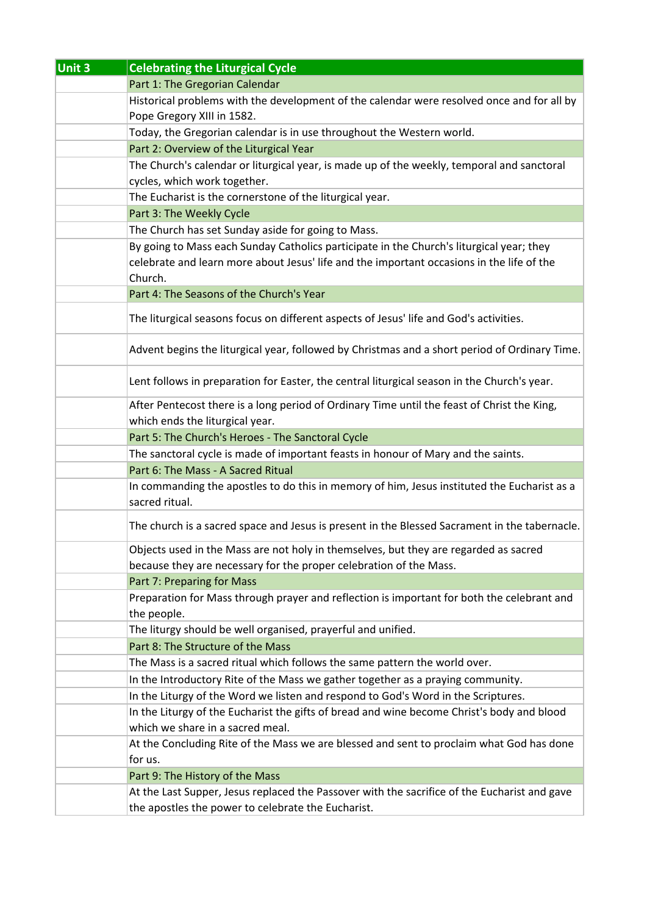| Unit 3 | Celebrating the Liturgical Cycle |
|---|---|
| | Part 1: The Gregorian Calendar |
| | Historical problems with the development of the calendar were resolved once and for all by Pope Gregory XIII in 1582. |
| | Today, the Gregorian calendar is in use throughout the Western world. |
| | Part 2: Overview of the Liturgical Year |
| | The Church's calendar or liturgical year, is made up of the weekly, temporal and sanctoral cycles, which work together. |
| | The Eucharist is the cornerstone of the liturgical year. |
| | Part 3: The Weekly Cycle |
| | The Church has set Sunday aside for going to Mass. |
| | By going to Mass each Sunday Catholics participate in the Church's liturgical year; they celebrate and learn more about Jesus' life and the important occasions in the life of the Church. |
| | Part 4: The Seasons of the Church's Year |
| | The liturgical seasons focus on different aspects of Jesus' life and God's activities. |
| | Advent begins the liturgical year, followed by Christmas and a short period of Ordinary Time. |
| | Lent follows in preparation for Easter, the central liturgical season in the Church's year. |
| | After Pentecost there is a long period of Ordinary Time until the feast of Christ the King, which ends the liturgical year. |
| | Part 5: The Church's Heroes - The Sanctoral Cycle |
| | The sanctoral cycle is made of important feasts in honour of Mary and the saints. |
| | Part 6: The Mass - A Sacred Ritual |
| | In commanding the apostles to do this in memory of him, Jesus instituted the Eucharist as a sacred ritual. |
| | The church is a sacred space and Jesus is present in the Blessed Sacrament in the tabernacle. |
| | Objects used in the Mass are not holy in themselves, but they are regarded as sacred because they are necessary for the proper celebration of the Mass. |
| | Part 7: Preparing for Mass |
| | Preparation for Mass through prayer and reflection is important for both the celebrant and the people. |
| | The liturgy should be well organised, prayerful and unified. |
| | Part 8: The Structure of the Mass |
| | The Mass is a sacred ritual which follows the same pattern the world over. |
| | In the Introductory Rite of the Mass we gather together as a praying community. |
| | In the Liturgy of the Word we listen and respond to God's Word in the Scriptures. |
| | In the Liturgy of the Eucharist the gifts of bread and wine become Christ's body and blood which we share in a sacred meal. |
| | At the Concluding Rite of the Mass we are blessed and sent to proclaim what God has done for us. |
| | Part 9: The History of the Mass |
| | At the Last Supper, Jesus replaced the Passover with the sacrifice of the Eucharist and gave the apostles the power to celebrate the Eucharist. |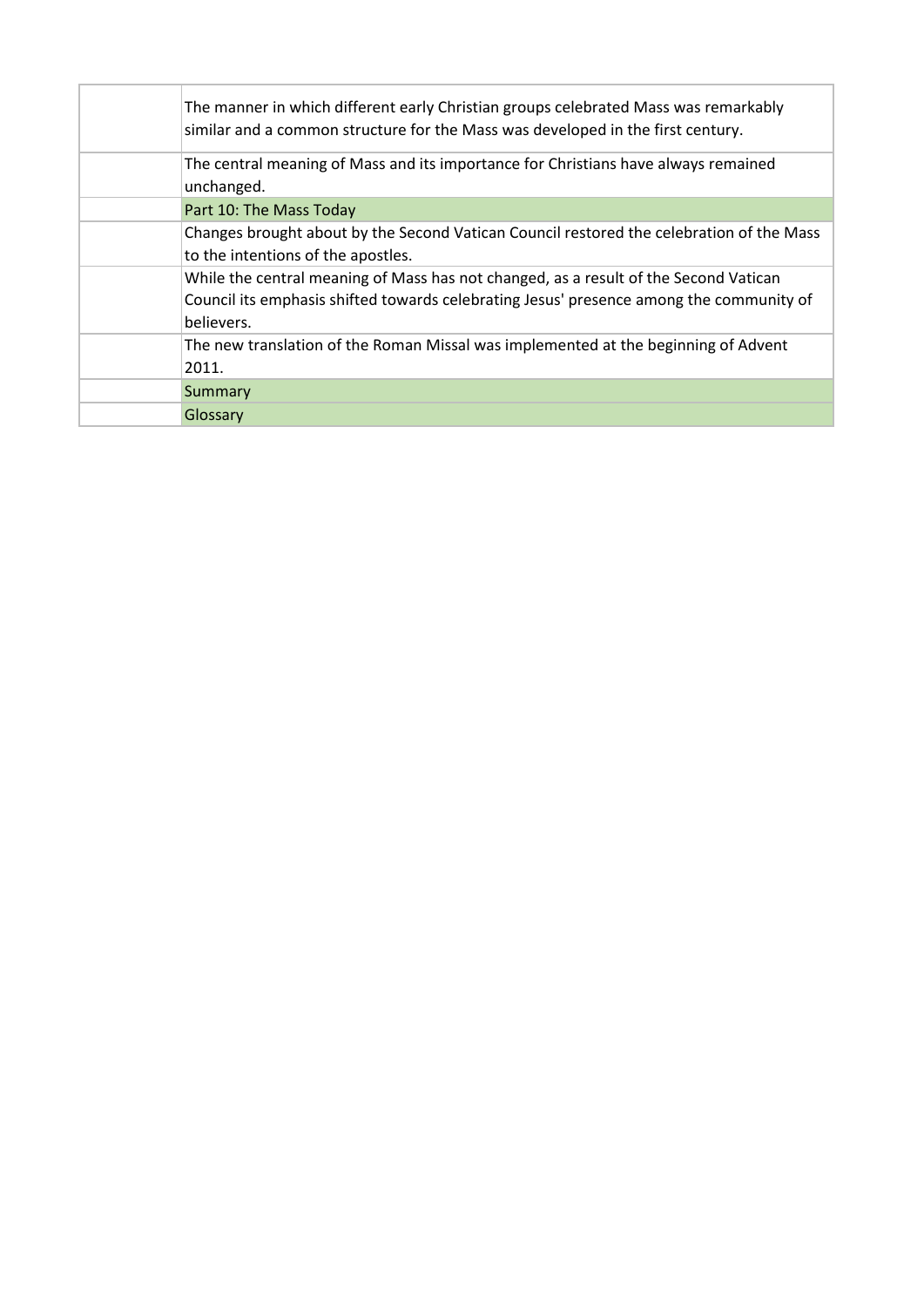| | |
|---|---|
| | The manner in which different early Christian groups celebrated Mass was remarkably similar and a common structure for the Mass was developed in the first century. |
| | The central meaning of Mass and its importance for Christians have always remained unchanged. |
| | Part 10: The Mass Today |
| | Changes brought about by the Second Vatican Council restored the celebration of the Mass to the intentions of the apostles. |
| | While the central meaning of Mass has not changed, as a result of the Second Vatican Council its emphasis shifted towards celebrating Jesus' presence among the community of believers. |
| | The new translation of the Roman Missal was implemented at the beginning of Advent 2011. |
| | Summary |
| | Glossary |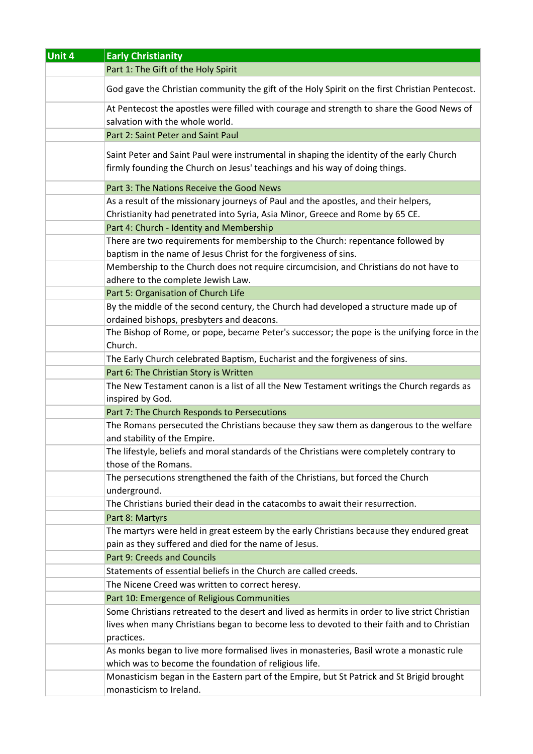| Unit 4 | Early Christianity |
| --- | --- |
| | Part 1: The Gift of the Holy Spirit |
| | God gave the Christian community the gift of the Holy Spirit on the first Christian Pentecost. |
| | At Pentecost the apostles were filled with courage and strength to share the Good News of salvation with the whole world. |
| | Part 2: Saint Peter and Saint Paul |
| | Saint Peter and Saint Paul were instrumental in shaping the identity of the early Church firmly founding the Church on Jesus' teachings and his way of doing things. |
| | Part 3: The Nations Receive the Good News |
| | As a result of the missionary journeys of Paul and the apostles, and their helpers, Christianity had penetrated into Syria, Asia Minor, Greece and Rome by 65 CE. |
| | Part 4: Church - Identity and Membership |
| | There are two requirements for membership to the Church: repentance followed by baptism in the name of Jesus Christ for the forgiveness of sins. |
| | Membership to the Church does not require circumcision, and Christians do not have to adhere to the complete Jewish Law. |
| | Part 5: Organisation of Church Life |
| | By the middle of the second century, the Church had developed a structure made up of ordained bishops, presbyters and deacons. |
| | The Bishop of Rome, or pope, became Peter's successor; the pope is the unifying force in the Church. |
| | The Early Church celebrated Baptism, Eucharist and the forgiveness of sins. |
| | Part 6: The Christian Story is Written |
| | The New Testament canon is a list of all the New Testament writings the Church regards as inspired by God. |
| | Part 7: The Church Responds to Persecutions |
| | The Romans persecuted the Christians because they saw them as dangerous to the welfare and stability of the Empire. |
| | The lifestyle, beliefs and moral standards of the Christians were completely contrary to those of the Romans. |
| | The persecutions strengthened the faith of the Christians, but forced the Church underground. |
| | The Christians buried their dead in the catacombs to await their resurrection. |
| | Part 8: Martyrs |
| | The martyrs were held in great esteem by the early Christians because they endured great pain as they suffered and died for the name of Jesus. |
| | Part 9: Creeds and Councils |
| | Statements of essential beliefs in the Church are called creeds. |
| | The Nicene Creed was written to correct heresy. |
| | Part 10: Emergence of Religious Communities |
| | Some Christians retreated to the desert and lived as hermits in order to live strict Christian lives when many Christians began to become less to devoted to their faith and to Christian practices. |
| | As monks began to live more formalised lives in monasteries, Basil wrote a monastic rule which was to become the foundation of religious life. |
| | Monasticism began in the Eastern part of the Empire, but St Patrick and St Brigid brought monasticism to Ireland. |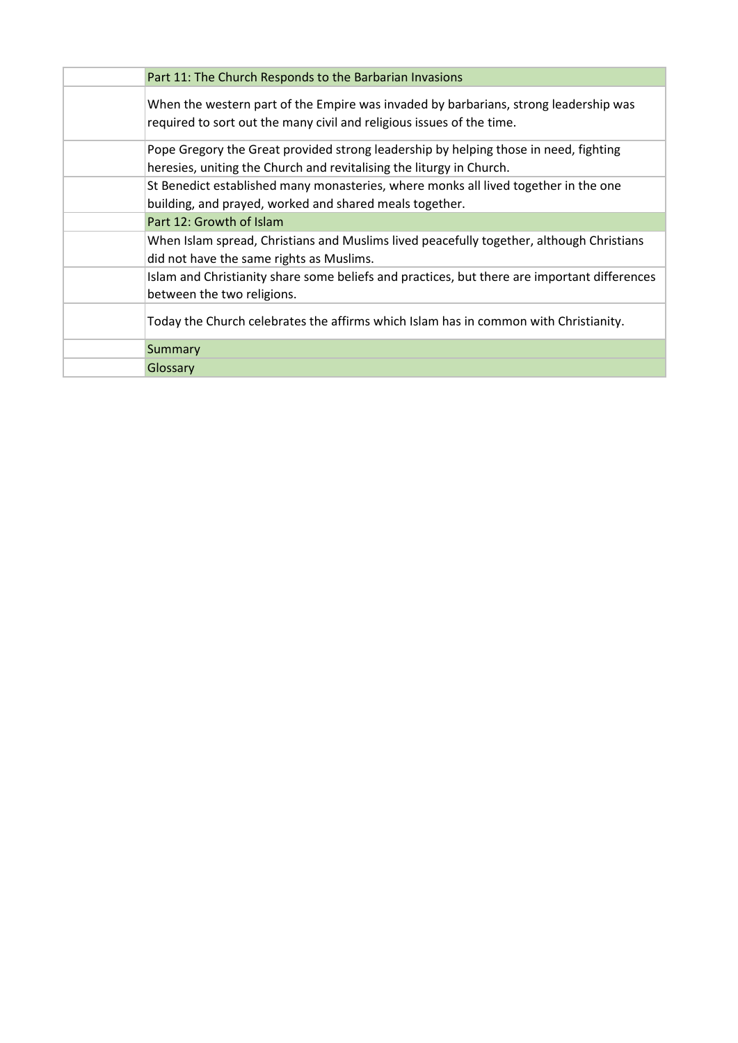| | |
|---|---|
| | Part 11: The Church Responds to the Barbarian Invasions |
| | When the western part of the Empire was invaded by barbarians, strong leadership was required to sort out the many civil and religious issues of the time. |
| | Pope Gregory the Great provided strong leadership by helping those in need, fighting heresies, uniting the Church and revitalising the liturgy in Church. |
| | St Benedict established many monasteries, where monks all lived together in the one building, and prayed, worked and shared meals together. |
| | Part 12: Growth of Islam |
| | When Islam spread, Christians and Muslims lived peacefully together, although Christians did not have the same rights as Muslims. |
| | Islam and Christianity share some beliefs and practices, but there are important differences between the two religions. |
| | Today the Church celebrates the affirms which Islam has in common with Christianity. |
| | Summary |
| | Glossary |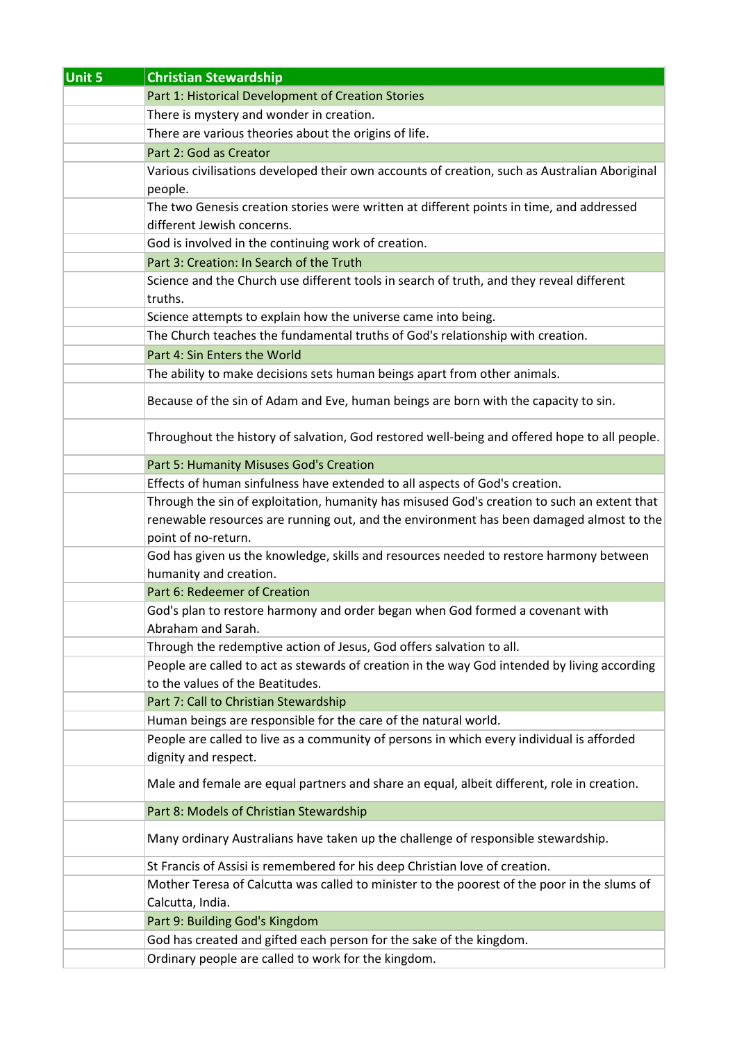| Unit 5 | Christian Stewardship |
| --- | --- |
| | Part 1: Historical Development of Creation Stories |
| | There is mystery and wonder in creation. |
| | There are various theories about the origins of life. |
| | Part 2: God as Creator |
| | Various civilisations developed their own accounts of creation, such as Australian Aboriginal people. |
| | The two Genesis creation stories were written at different points in time, and addressed different Jewish concerns. |
| | God is involved in the continuing work of creation. |
| | Part 3: Creation: In Search of the Truth |
| | Science and the Church use different tools in search of truth, and they reveal different truths. |
| | Science attempts to explain how the universe came into being. |
| | The Church teaches the fundamental truths of God's relationship with creation. |
| | Part 4: Sin Enters the World |
| | The ability to make decisions sets human beings apart from other animals. |
| | Because of the sin of Adam and Eve, human beings are born with the capacity to sin. |
| | Throughout the history of salvation, God restored well-being and offered hope to all people. |
| | Part 5: Humanity Misuses God's Creation |
| | Effects of human sinfulness have extended to all aspects of God's creation. |
| | Through the sin of exploitation, humanity has misused God's creation to such an extent that renewable resources are running out, and the environment has been damaged almost to the point of no-return. |
| | God has given us the knowledge, skills and resources needed to restore harmony between humanity and creation. |
| | Part 6: Redeemer of Creation |
| | God's plan to restore harmony and order began when God formed a covenant with Abraham and Sarah. |
| | Through the redemptive action of Jesus, God offers salvation to all. |
| | People are called to act as stewards of creation in the way God intended by living according to the values of the Beatitudes. |
| | Part 7: Call to Christian Stewardship |
| | Human beings are responsible for the care of the natural world. |
| | People are called to live as a community of persons in which every individual is afforded dignity and respect. |
| | Male and female are equal partners and share an equal, albeit different, role in creation. |
| | Part 8: Models of Christian Stewardship |
| | Many ordinary Australians have taken up the challenge of responsible stewardship. |
| | St Francis of Assisi is remembered for his deep Christian love of creation. |
| | Mother Teresa of Calcutta was called to minister to the poorest of the poor in the slums of Calcutta, India. |
| | Part 9: Building God's Kingdom |
| | God has created and gifted each person for the sake of the kingdom. |
| | Ordinary people are called to work for the kingdom. |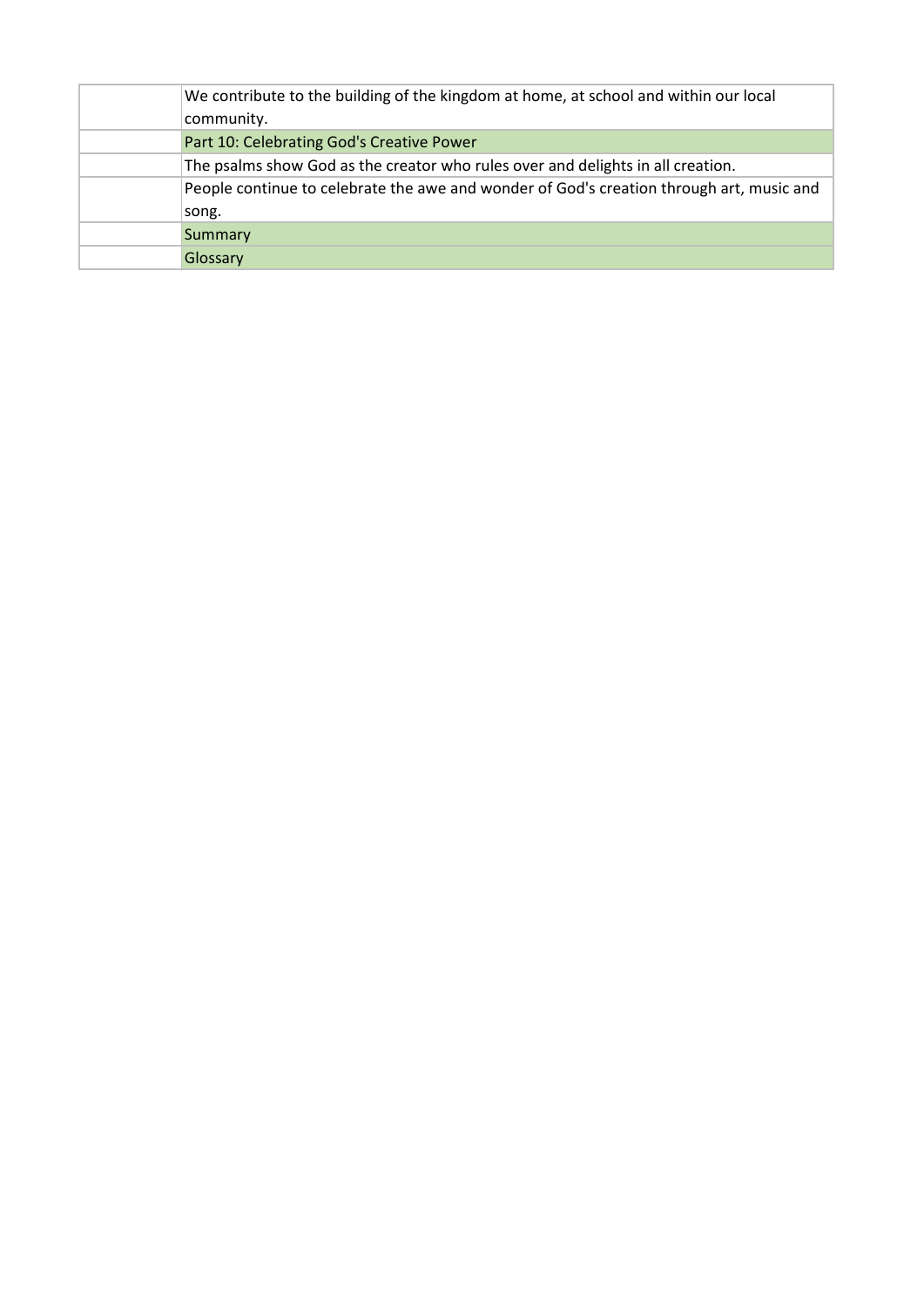| | |
|---|---|
| | We contribute to the building of the kingdom at home, at school and within our local community. |
| | Part 10: Celebrating God's Creative Power |
| | The psalms show God as the creator who rules over and delights in all creation. |
| | People continue to celebrate the awe and wonder of God's creation through art, music and song. |
| | Summary |
| | Glossary |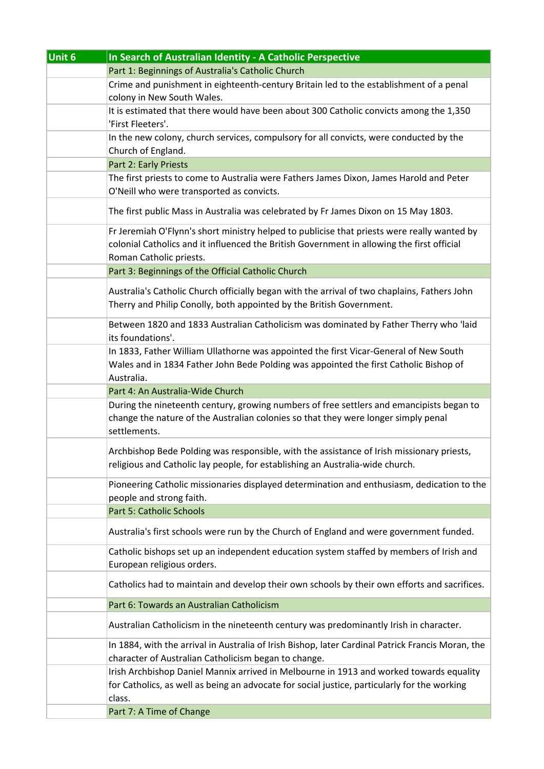| Unit 6 | In Search of Australian Identity - A Catholic Perspective |
| --- | --- |
| | Part 1: Beginnings of Australia's Catholic Church |
| | Crime and punishment in eighteenth-century Britain led to the establishment of a penal colony in New South Wales. |
| | It is estimated that there would have been about 300 Catholic convicts among the 1,350 'First Fleeters'. |
| | In the new colony, church services, compulsory for all convicts, were conducted by the Church of England. |
| | Part 2: Early Priests |
| | The first priests to come to Australia were Fathers James Dixon, James Harold and Peter O'Neill who were transported as convicts. |
| | The first public Mass in Australia was celebrated by Fr James Dixon on 15 May 1803. |
| | Fr Jeremiah O'Flynn's short ministry helped to publicise that priests were really wanted by colonial Catholics and it influenced the British Government in allowing the first official Roman Catholic priests. |
| | Part 3: Beginnings of the Official Catholic Church |
| | Australia's Catholic Church officially began with the arrival of two chaplains, Fathers John Therry and Philip Conolly, both appointed by the British Government. |
| | Between 1820 and 1833 Australian Catholicism was dominated by Father Therry who 'laid its foundations'. |
| | In 1833, Father William Ullathorne was appointed the first Vicar-General of New South Wales and in 1834 Father John Bede Polding was appointed the first Catholic Bishop of Australia. |
| | Part 4: An Australia-Wide Church |
| | During the nineteenth century, growing numbers of free settlers and emancipists began to change the nature of the Australian colonies so that they were longer simply penal settlements. |
| | Archbishop Bede Polding was responsible, with the assistance of Irish missionary priests, religious and Catholic lay people, for establishing an Australia-wide church. |
| | Pioneering Catholic missionaries displayed determination and enthusiasm, dedication to the people and strong faith. |
| | Part 5: Catholic Schools |
| | Australia's first schools were run by the Church of England and were government funded. |
| | Catholic bishops set up an independent education system staffed by members of Irish and European religious orders. |
| | Catholics had to maintain and develop their own schools by their own efforts and sacrifices. |
| | Part 6: Towards an Australian Catholicism |
| | Australian Catholicism in the nineteenth century was predominantly Irish in character. |
| | In 1884, with the arrival in Australia of Irish Bishop, later Cardinal Patrick Francis Moran, the character of Australian Catholicism began to change. |
| | Irish Archbishop Daniel Mannix arrived in Melbourne in 1913 and worked towards equality for Catholics, as well as being an advocate for social justice, particularly for the working class. |
| | Part 7: A Time of Change |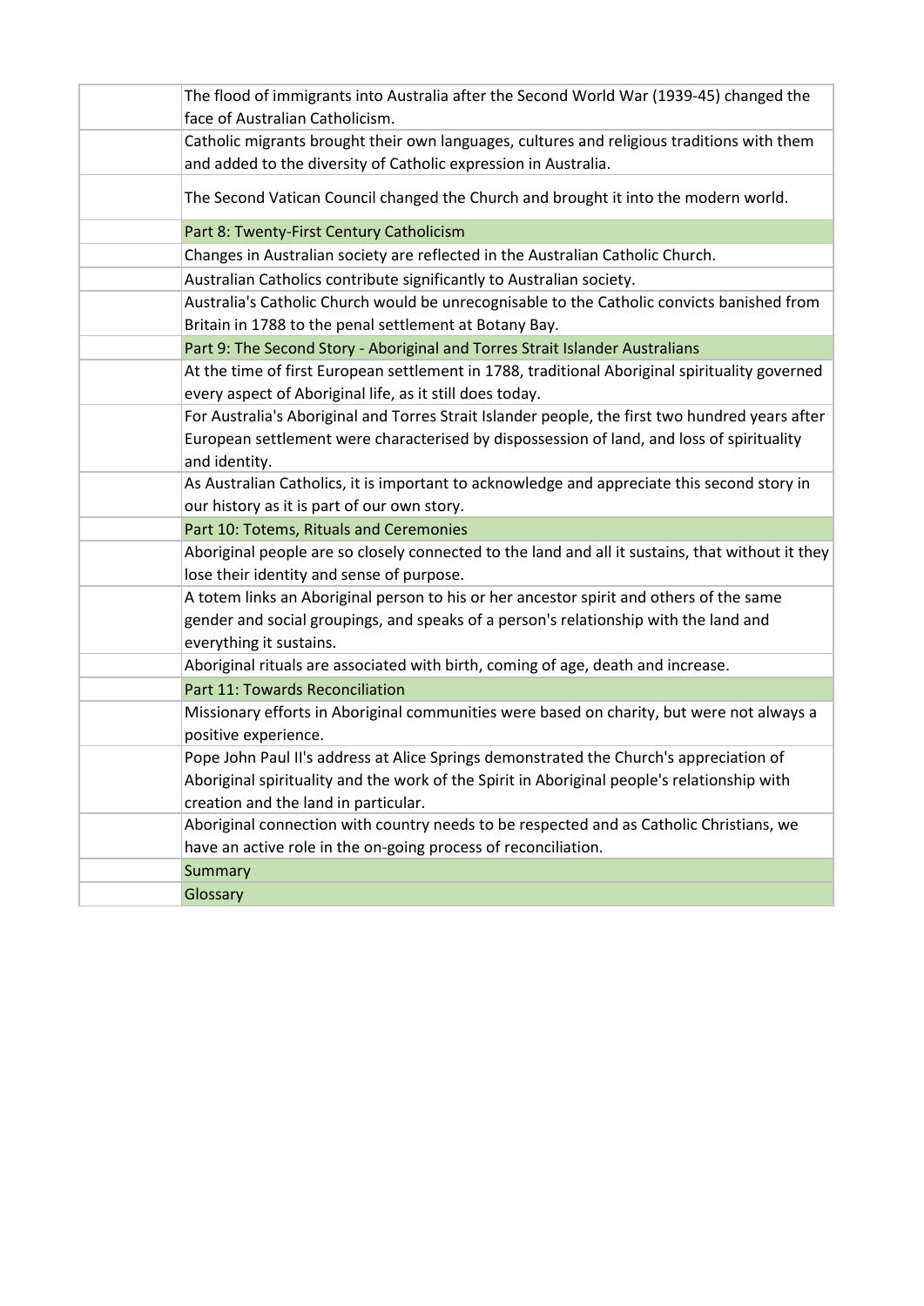| | |
|---|---|
| | The flood of immigrants into Australia after the Second World War (1939-45) changed the face of Australian Catholicism. |
| | Catholic migrants brought their own languages, cultures and religious traditions with them and added to the diversity of Catholic expression in Australia. |
| | The Second Vatican Council changed the Church and brought it into the modern world. |
| | Part 8: Twenty-First Century Catholicism |
| | Changes in Australian society are reflected in the Australian Catholic Church. |
| | Australian Catholics contribute significantly to Australian society. |
| | Australia's Catholic Church would be unrecognisable to the Catholic convicts banished from Britain in 1788 to the penal settlement at Botany Bay. |
| | Part 9: The Second Story - Aboriginal and Torres Strait Islander Australians |
| | At the time of first European settlement in 1788, traditional Aboriginal spirituality governed every aspect of Aboriginal life, as it still does today. |
| | For Australia's Aboriginal and Torres Strait Islander people, the first two hundred years after European settlement were characterised by dispossession of land, and loss of spirituality and identity. |
| | As Australian Catholics, it is important to acknowledge and appreciate this second story in our history as it is part of our own story. |
| | Part 10: Totems, Rituals and Ceremonies |
| | Aboriginal people are so closely connected to the land and all it sustains, that without it they lose their identity and sense of purpose. |
| | A totem links an Aboriginal person to his or her ancestor spirit and others of the same gender and social groupings, and speaks of a person's relationship with the land and everything it sustains. |
| | Aboriginal rituals are associated with birth, coming of age, death and increase. |
| | Part 11: Towards Reconciliation |
| | Missionary efforts in Aboriginal communities were based on charity, but were not always a positive experience. |
| | Pope John Paul II's address at Alice Springs demonstrated the Church's appreciation of Aboriginal spirituality and the work of the Spirit in Aboriginal people's relationship with creation and the land in particular. |
| | Aboriginal connection with country needs to be respected and as Catholic Christians, we have an active role in the on-going process of reconciliation. |
| | Summary |
| | Glossary |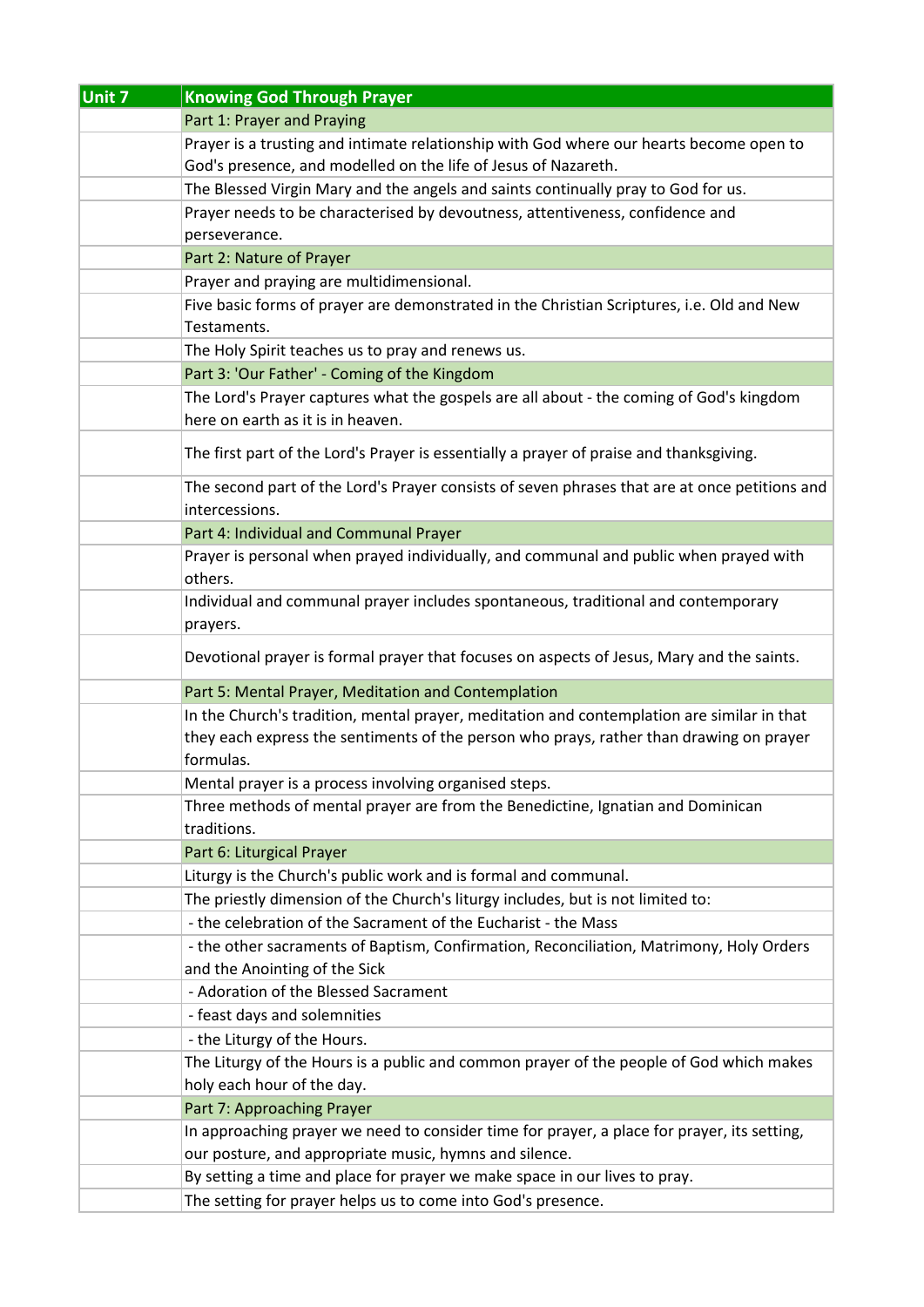| Unit 7 | Knowing God Through Prayer |
| --- | --- |
| | Part 1: Prayer and Praying |
| | Prayer is a trusting and intimate relationship with God where our hearts become open to God's presence, and modelled on the life of Jesus of Nazareth. |
| | The Blessed Virgin Mary and the angels and saints continually pray to God for us. |
| | Prayer needs to be characterised by devoutness, attentiveness, confidence and perseverance. |
| | Part 2: Nature of Prayer |
| | Prayer and praying are multidimensional. |
| | Five basic forms of prayer are demonstrated in the Christian Scriptures, i.e. Old and New Testaments. |
| | The Holy Spirit teaches us to pray and renews us. |
| | Part 3: 'Our Father' - Coming of the Kingdom |
| | The Lord's Prayer captures what the gospels are all about - the coming of God's kingdom here on earth as it is in heaven. |
| | The first part of the Lord's Prayer is essentially a prayer of praise and thanksgiving. |
| | The second part of the Lord's Prayer consists of seven phrases that are at once petitions and intercessions. |
| | Part 4: Individual and Communal Prayer |
| | Prayer is personal when prayed individually, and communal and public when prayed with others. |
| | Individual and communal prayer includes spontaneous, traditional and contemporary prayers. |
| | Devotional prayer is formal prayer that focuses on aspects of Jesus, Mary and the saints. |
| | Part 5: Mental Prayer, Meditation and Contemplation |
| | In the Church's tradition, mental prayer, meditation and contemplation are similar in that they each express the sentiments of the person who prays, rather than drawing on prayer formulas. |
| | Mental prayer is a process involving organised steps. |
| | Three methods of mental prayer are from the Benedictine, Ignatian and Dominican traditions. |
| | Part 6: Liturgical Prayer |
| | Liturgy is the Church's public work and is formal and communal. |
| | The priestly dimension of the Church's liturgy includes, but is not limited to: |
| | - the celebration of the Sacrament of the Eucharist - the Mass |
| | - the other sacraments of Baptism, Confirmation, Reconciliation, Matrimony, Holy Orders and the Anointing of the Sick |
| | - Adoration of the Blessed Sacrament |
| | - feast days and solemnities |
| | - the Liturgy of the Hours. |
| | The Liturgy of the Hours is a public and common prayer of the people of God which makes holy each hour of the day. |
| | Part 7: Approaching Prayer |
| | In approaching prayer we need to consider time for prayer, a place for prayer, its setting, our posture, and appropriate music, hymns and silence. |
| | By setting a time and place for prayer we make space in our lives to pray. |
| | The setting for prayer helps us to come into God's presence. |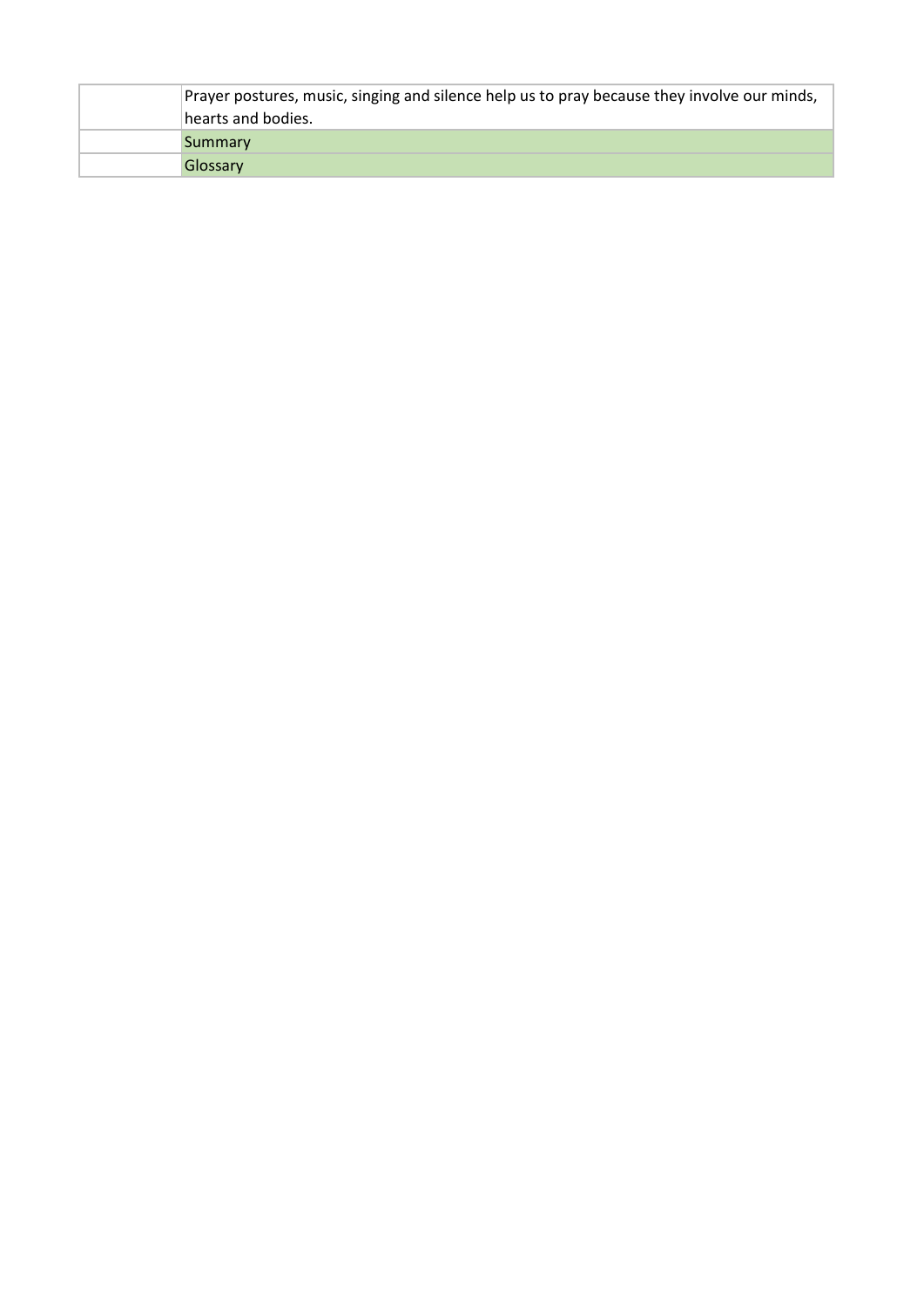| | |
|---|---|
| | Prayer postures, music, singing and silence help us to pray because they involve our minds, hearts and bodies. |
| | Summary |
| | Glossary |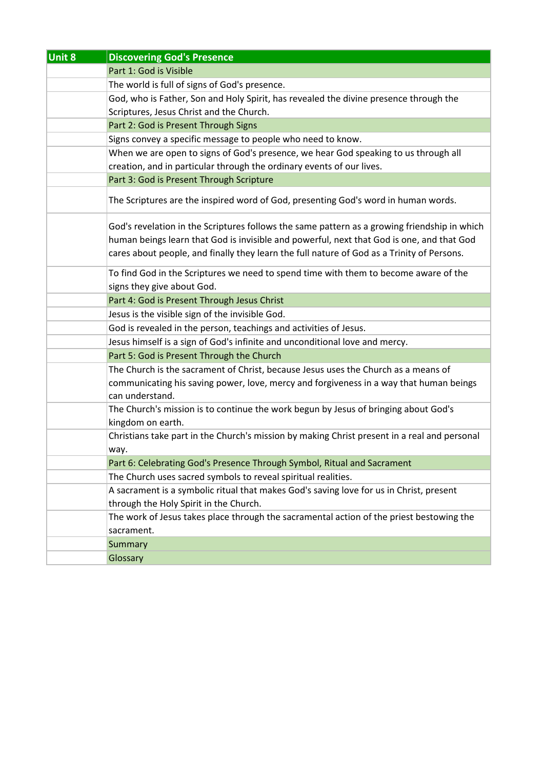| Unit 8 | Discovering God's Presence |
| --- | --- |
| | Part 1: God is Visible |
| | The world is full of signs of God's presence. |
| | God, who is Father, Son and Holy Spirit, has revealed the divine presence through the Scriptures, Jesus Christ and the Church. |
| | Part 2: God is Present Through Signs |
| | Signs convey a specific message to people who need to know. |
| | When we are open to signs of God's presence, we hear God speaking to us through all creation, and in particular through the ordinary events of our lives. |
| | Part 3: God is Present Through Scripture |
| | The Scriptures are the inspired word of God, presenting God's word in human words. |
| | God's revelation in the Scriptures follows the same pattern as a growing friendship in which human beings learn that God is invisible and powerful, next that God is one, and that God cares about people, and finally they learn the full nature of God as a Trinity of Persons. |
| | To find God in the Scriptures we need to spend time with them to become aware of the signs they give about God. |
| | Part 4: God is Present Through Jesus Christ |
| | Jesus is the visible sign of the invisible God. |
| | God is revealed in the person, teachings and activities of Jesus. |
| | Jesus himself is a sign of God's infinite and unconditional love and mercy. |
| | Part 5: God is Present Through the Church |
| | The Church is the sacrament of Christ, because Jesus uses the Church as a means of communicating his saving power, love, mercy and forgiveness in a way that human beings can understand. |
| | The Church's mission is to continue the work begun by Jesus of bringing about God's kingdom on earth. |
| | Christians take part in the Church's mission by making Christ present in a real and personal way. |
| | Part 6: Celebrating God's Presence Through Symbol, Ritual and Sacrament |
| | The Church uses sacred symbols to reveal spiritual realities. |
| | A sacrament is a symbolic ritual that makes God's saving love for us in Christ, present through the Holy Spirit in the Church. |
| | The work of Jesus takes place through the sacramental action of the priest bestowing the sacrament. |
| | Summary |
| | Glossary |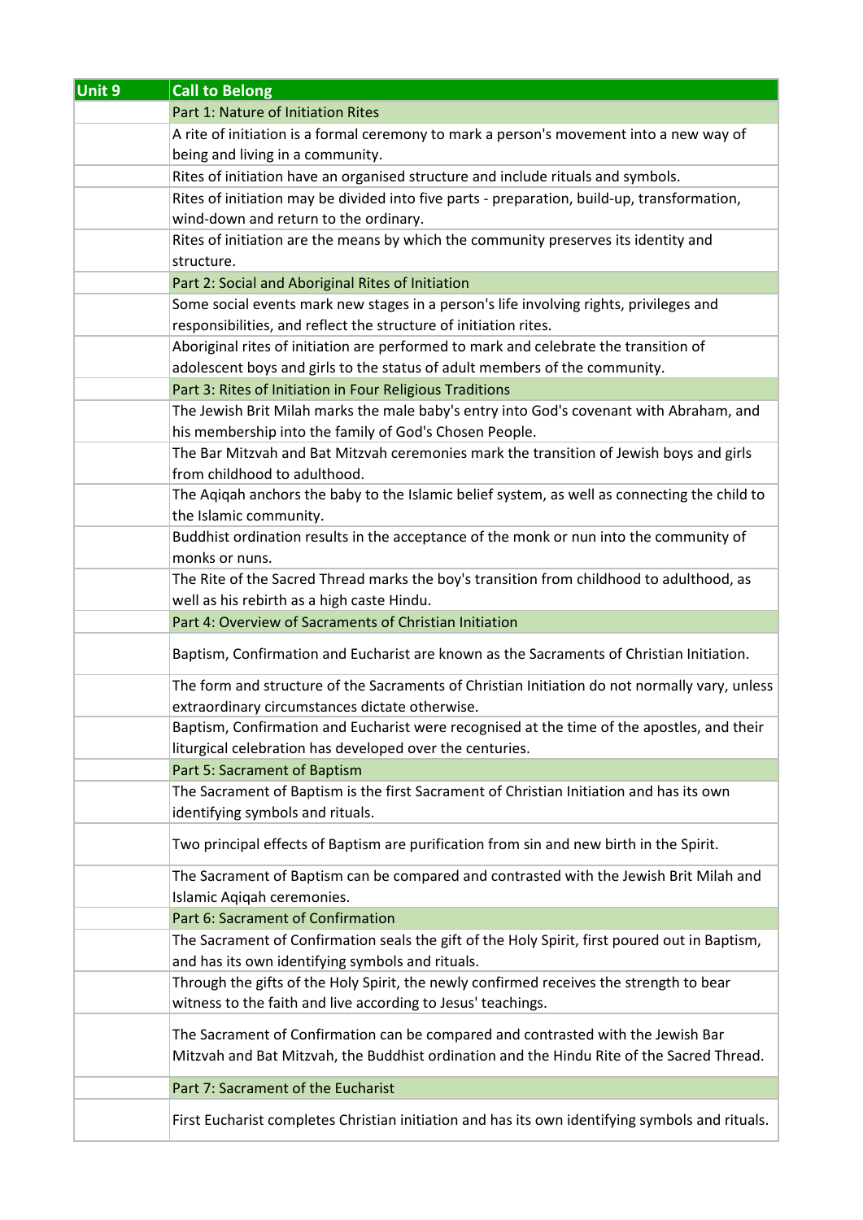| Unit 9 | Call to Belong |
| --- | --- |
| | Part 1: Nature of Initiation Rites |
| | A rite of initiation is a formal ceremony to mark a person's movement into a new way of being and living in a community. |
| | Rites of initiation have an organised structure and include rituals and symbols. |
| | Rites of initiation may be divided into five parts - preparation, build-up, transformation, wind-down and return to the ordinary. |
| | Rites of initiation are the means by which the community preserves its identity and structure. |
| | Part 2: Social and Aboriginal Rites of Initiation |
| | Some social events mark new stages in a person's life involving rights, privileges and responsibilities, and reflect the structure of initiation rites. |
| | Aboriginal rites of initiation are performed to mark and celebrate the transition of adolescent boys and girls to the status of adult members of the community. |
| | Part 3: Rites of Initiation in Four Religious Traditions |
| | The Jewish Brit Milah marks the male baby's entry into God's covenant with Abraham, and his membership into the family of God's Chosen People. |
| | The Bar Mitzvah and Bat Mitzvah ceremonies mark the transition of Jewish boys and girls from childhood to adulthood. |
| | The Aqiqah anchors the baby to the Islamic belief system, as well as connecting the child to the Islamic community. |
| | Buddhist ordination results in the acceptance of the monk or nun into the community of monks or nuns. |
| | The Rite of the Sacred Thread marks the boy's transition from childhood to adulthood, as well as his rebirth as a high caste Hindu. |
| | Part 4: Overview of Sacraments of Christian Initiation |
| | Baptism, Confirmation and Eucharist are known as the Sacraments of Christian Initiation. |
| | The form and structure of the Sacraments of Christian Initiation do not normally vary, unless extraordinary circumstances dictate otherwise. |
| | Baptism, Confirmation and Eucharist were recognised at the time of the apostles, and their liturgical celebration has developed over the centuries. |
| | Part 5: Sacrament of Baptism |
| | The Sacrament of Baptism is the first Sacrament of Christian Initiation and has its own identifying symbols and rituals. |
| | Two principal effects of Baptism are purification from sin and new birth in the Spirit. |
| | The Sacrament of Baptism can be compared and contrasted with the Jewish Brit Milah and Islamic Aqiqah ceremonies. |
| | Part 6: Sacrament of Confirmation |
| | The Sacrament of Confirmation seals the gift of the Holy Spirit, first poured out in Baptism, and has its own identifying symbols and rituals. |
| | Through the gifts of the Holy Spirit, the newly confirmed receives the strength to bear witness to the faith and live according to Jesus' teachings. |
| | The Sacrament of Confirmation can be compared and contrasted with the Jewish Bar Mitzvah and Bat Mitzvah, the Buddhist ordination and the Hindu Rite of the Sacred Thread. |
| | Part 7: Sacrament of the Eucharist |
| | First Eucharist completes Christian initiation and has its own identifying symbols and rituals. |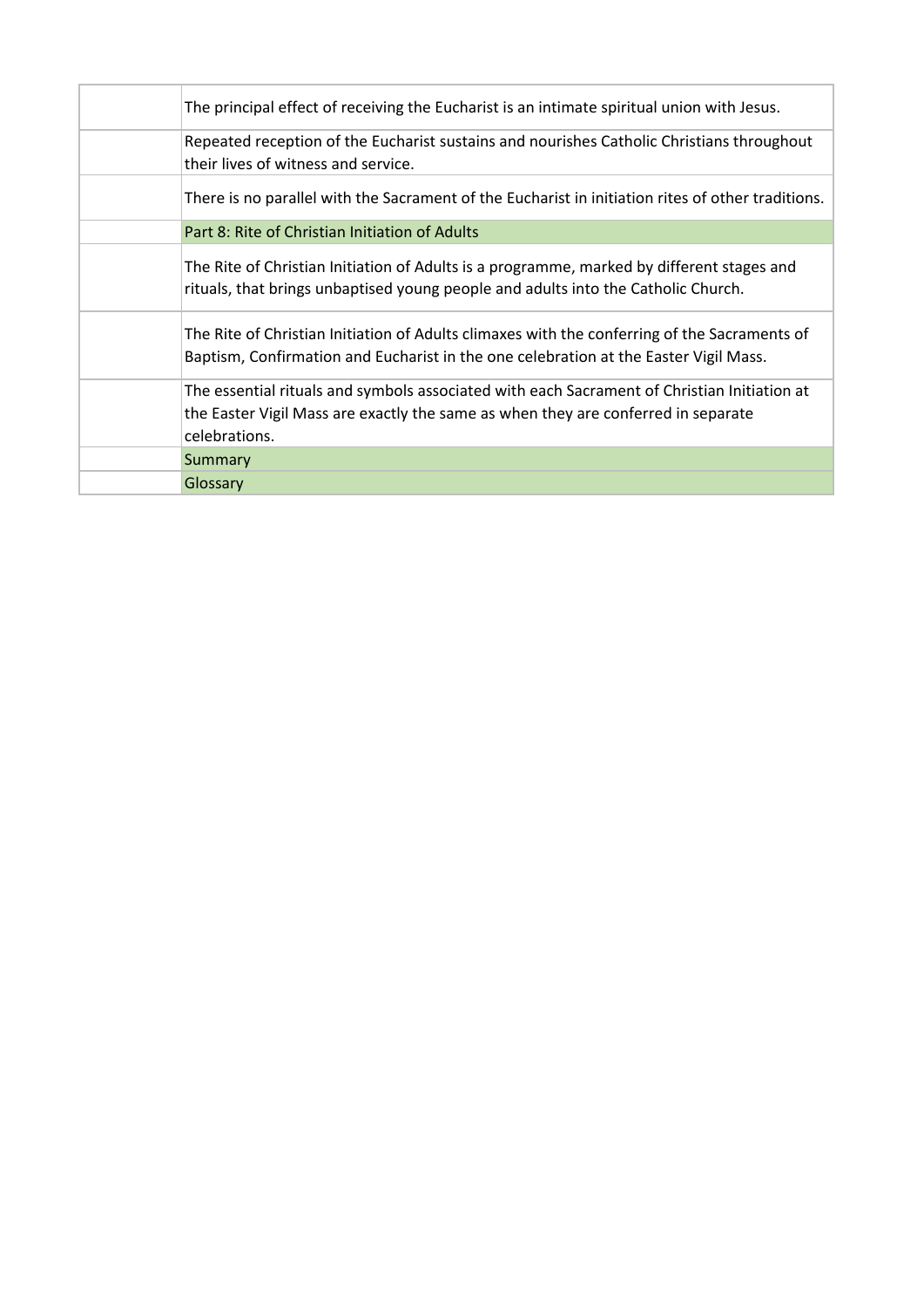| | |
|---|---|
| | The principal effect of receiving the Eucharist is an intimate spiritual union with Jesus. |
| | Repeated reception of the Eucharist sustains and nourishes Catholic Christians throughout their lives of witness and service. |
| | There is no parallel with the Sacrament of the Eucharist in initiation rites of other traditions. |
| | Part 8: Rite of Christian Initiation of Adults |
| | The Rite of Christian Initiation of Adults is a programme, marked by different stages and rituals, that brings unbaptised young people and adults into the Catholic Church. |
| | The Rite of Christian Initiation of Adults climaxes with the conferring of the Sacraments of Baptism, Confirmation and Eucharist in the one celebration at the Easter Vigil Mass. |
| | The essential rituals and symbols associated with each Sacrament of Christian Initiation at the Easter Vigil Mass are exactly the same as when they are conferred in separate celebrations. |
| | Summary |
| | Glossary |